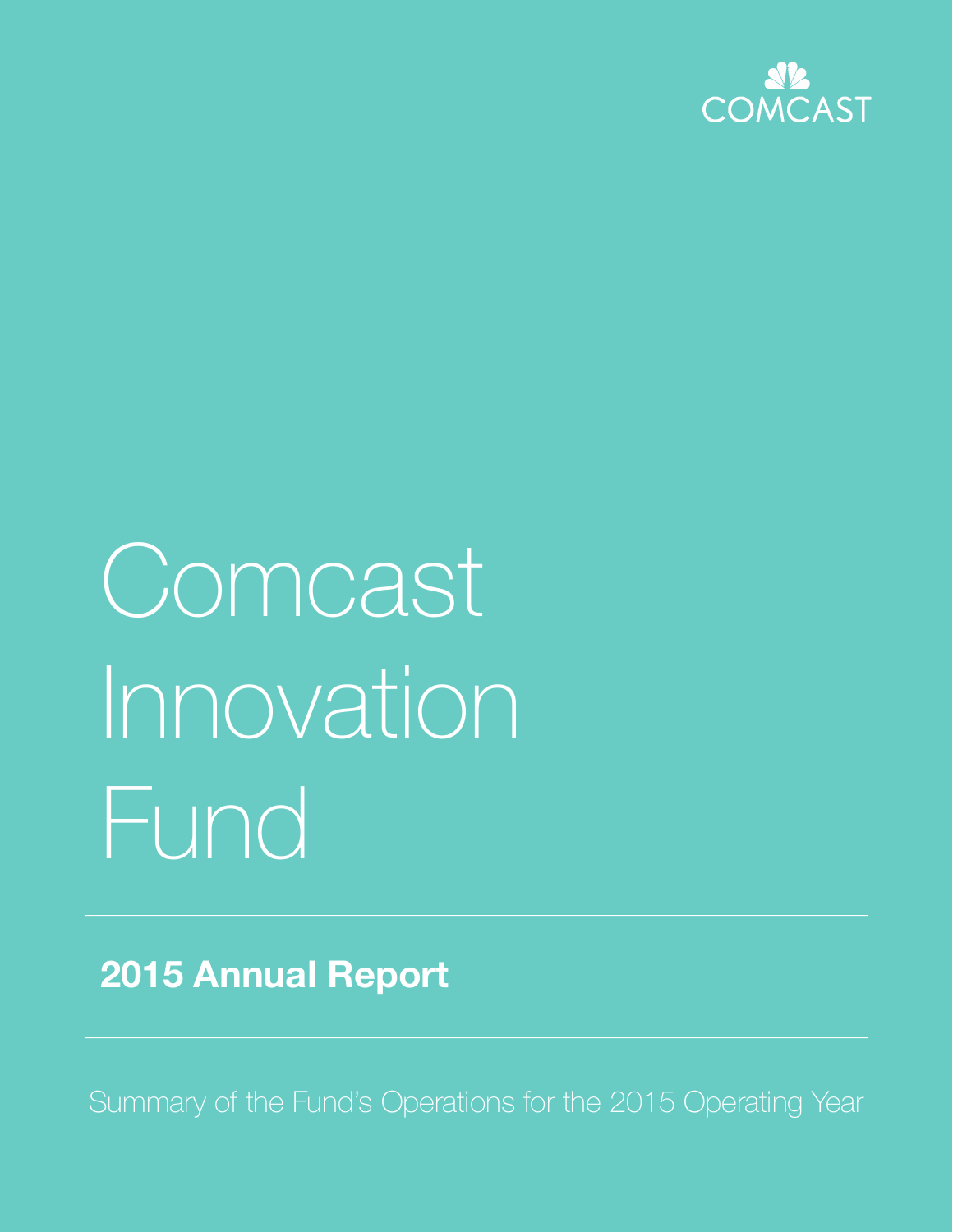COMCAST

# Comcast Innovation Fund

## 2015 Annual Report

Summary of the Fund's Operations for the 2015 Operating Year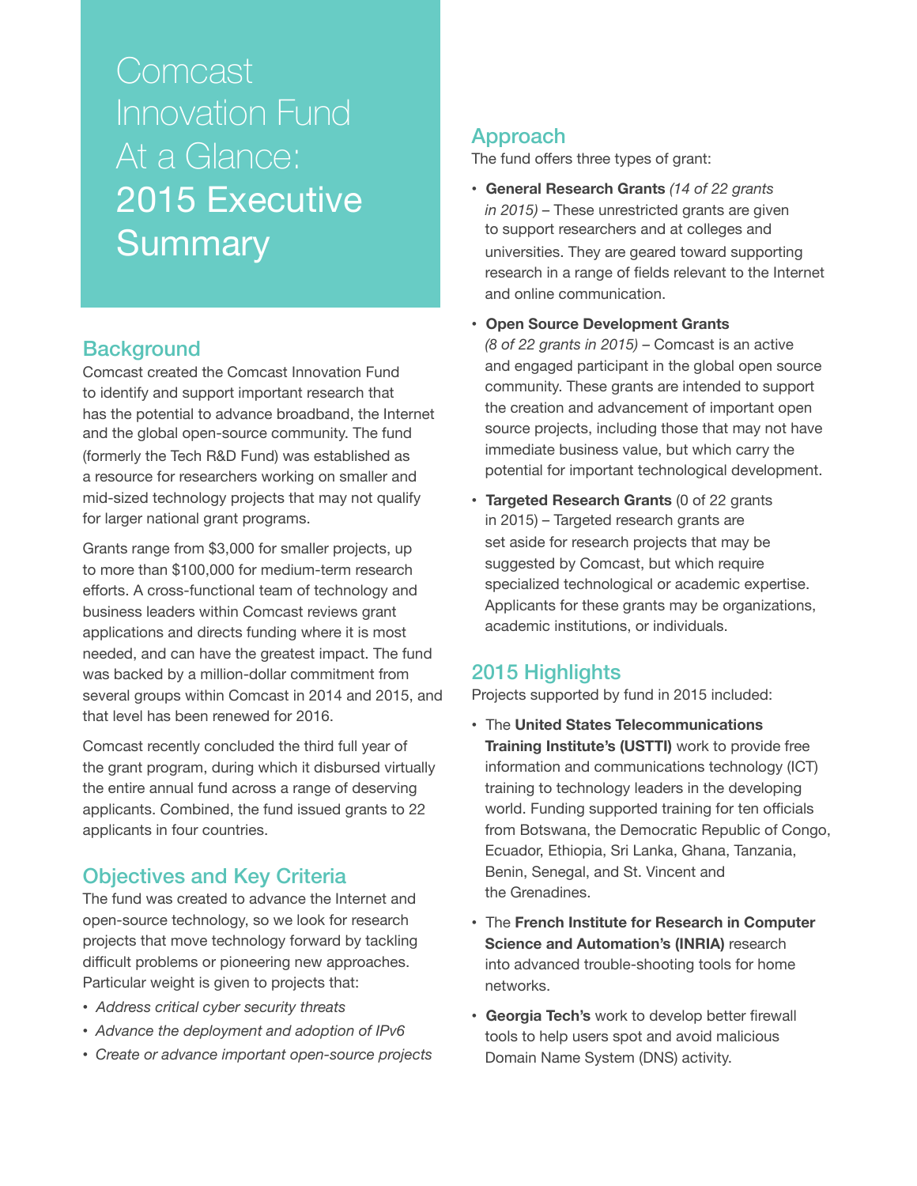# Comcast Innovation Fund At a Glance: 2015 Executive Summary

## Background

Comcast created the Comcast Innovation Fund to identify and support important research that has the potential to advance broadband, the Internet and the global open-source community. The fund (formerly the Tech R&D Fund) was established as a resource for researchers working on smaller and mid-sized technology projects that may not qualify for larger national grant programs.

Grants range from $3,000 for smaller projects, up to more than $100,000 for medium-term research efforts. A cross-functional team of technology and business leaders within Comcast reviews grant applications and directs funding where it is most needed, and can have the greatest impact. The fund was backed by a million-dollar commitment from several groups within Comcast in 2014 and 2015, and that level has been renewed for 2016.

Comcast recently concluded the third full year of the grant program, during which it disbursed virtually the entire annual fund across a range of deserving applicants. Combined, the fund issued grants to 22 applicants in four countries.

## Objectives and Key Criteria

The fund was created to advance the Internet and open-source technology, so we look for research projects that move technology forward by tackling difficult problems or pioneering new approaches. Particular weight is given to projects that:

- *Address critical cyber security threats*
- *Advance the deployment and adoption of IPv6*
- *Create or advance important open-source projects*

## Approach

The fund offers three types of grant:

- **General Research Grants** *(14 of 22 grants in 2015)* – These unrestricted grants are given to support researchers and at colleges and universities. They are geared toward supporting research in a range of fields relevant to the Internet and online communication.
- **Open Source Development Grants** *(8 of 22 grants in 2015)* – Comcast is an active and engaged participant in the global open source community. These grants are intended to support the creation and advancement of important open source projects, including those that may not have immediate business value, but which carry the potential for important technological development.
- **Targeted Research Grants** (0 of 22 grants in 2015) – Targeted research grants are set aside for research projects that may be suggested by Comcast, but which require specialized technological or academic expertise. Applicants for these grants may be organizations, academic institutions, or individuals.

## 2015 Highlights

Projects supported by fund in 2015 included:

- The **United States Telecommunications Training Institute's (USTTI)** work to provide free information and communications technology (ICT) training to technology leaders in the developing world. Funding supported training for ten officials from Botswana, the Democratic Republic of Congo, Ecuador, Ethiopia, Sri Lanka, Ghana, Tanzania, Benin, Senegal, and St. Vincent and the Grenadines.
- The **French Institute for Research in Computer Science and Automation's (INRIA)** research into advanced trouble-shooting tools for home networks.
- **Georgia Tech's** work to develop better firewall tools to help users spot and avoid malicious Domain Name System (DNS) activity.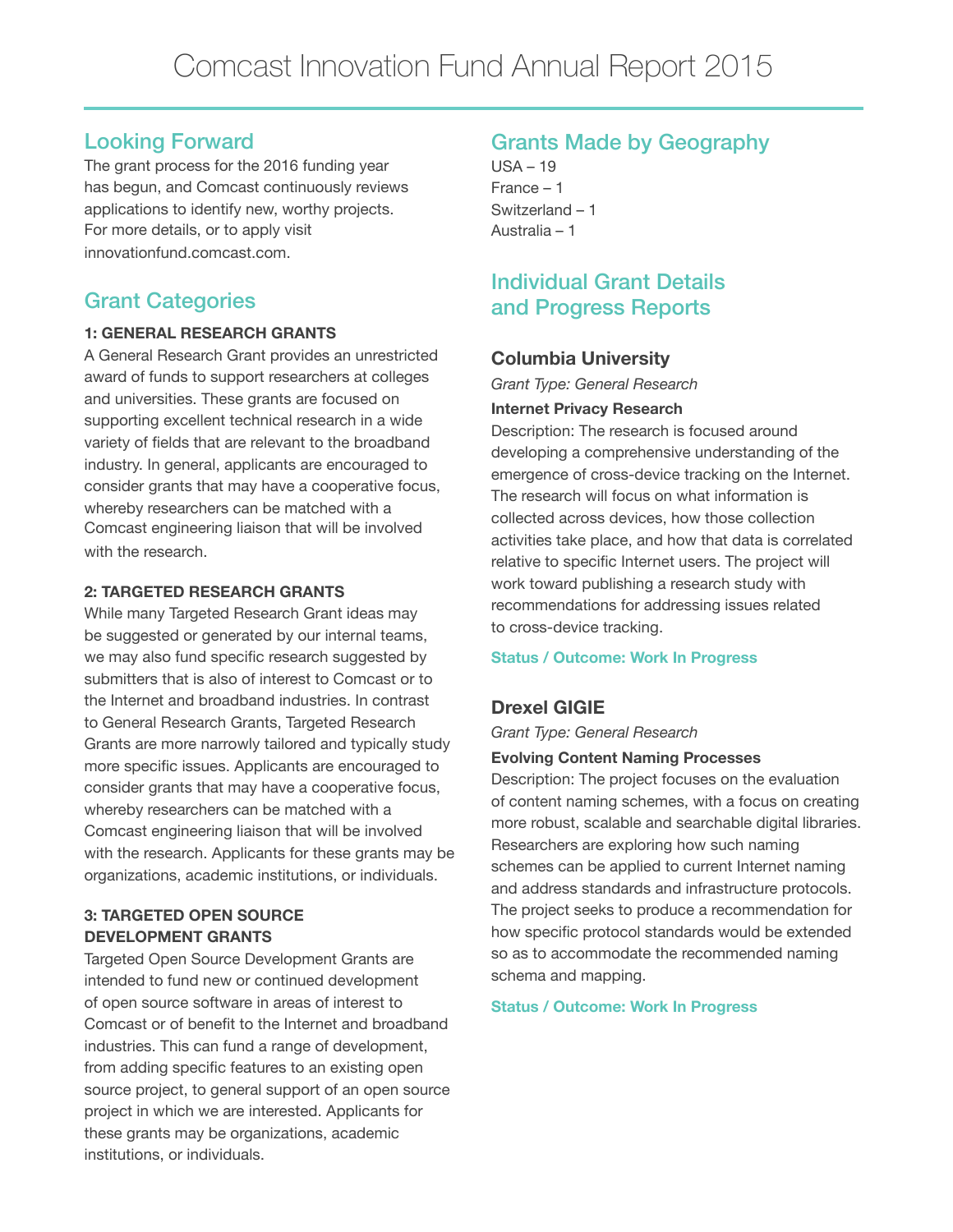# Comcast Innovation Fund Annual Report 2015

## Looking Forward

The grant process for the 2016 funding year has begun, and Comcast continuously reviews applications to identify new, worthy projects. For more details, or to apply visit innovationfund.comcast.com.

## Grant Categories

**1: GENERAL RESEARCH GRANTS**

A General Research Grant provides an unrestricted award of funds to support researchers at colleges and universities. These grants are focused on supporting excellent technical research in a wide variety of fields that are relevant to the broadband industry. In general, applicants are encouraged to consider grants that may have a cooperative focus, whereby researchers can be matched with a Comcast engineering liaison that will be involved with the research.

**2: TARGETED RESEARCH GRANTS**

While many Targeted Research Grant ideas may be suggested or generated by our internal teams, we may also fund specific research suggested by submitters that is also of interest to Comcast or to the Internet and broadband industries. In contrast to General Research Grants, Targeted Research Grants are more narrowly tailored and typically study more specific issues. Applicants are encouraged to consider grants that may have a cooperative focus, whereby researchers can be matched with a Comcast engineering liaison that will be involved with the research. Applicants for these grants may be organizations, academic institutions, or individuals.

**3: TARGETED OPEN SOURCE DEVELOPMENT GRANTS**

Targeted Open Source Development Grants are intended to fund new or continued development of open source software in areas of interest to Comcast or of benefit to the Internet and broadband industries. This can fund a range of development, from adding specific features to an existing open source project, to general support of an open source project in which we are interested. Applicants for these grants may be organizations, academic institutions, or individuals.

## Grants Made by Geography

USA – 19
France – 1
Switzerland – 1
Australia – 1

## Individual Grant Details and Progress Reports

### Columbia University

*Grant Type: General Research*

**Internet Privacy Research**

Description: The research is focused around developing a comprehensive understanding of the emergence of cross-device tracking on the Internet. The research will focus on what information is collected across devices, how those collection activities take place, and how that data is correlated relative to specific Internet users. The project will work toward publishing a research study with recommendations for addressing issues related to cross-device tracking.

**Status / Outcome: Work In Progress**

### Drexel GIGIE

*Grant Type: General Research*

**Evolving Content Naming Processes**

Description: The project focuses on the evaluation of content naming schemes, with a focus on creating more robust, scalable and searchable digital libraries. Researchers are exploring how such naming schemes can be applied to current Internet naming and address standards and infrastructure protocols. The project seeks to produce a recommendation for how specific protocol standards would be extended so as to accommodate the recommended naming schema and mapping.

**Status / Outcome: Work In Progress**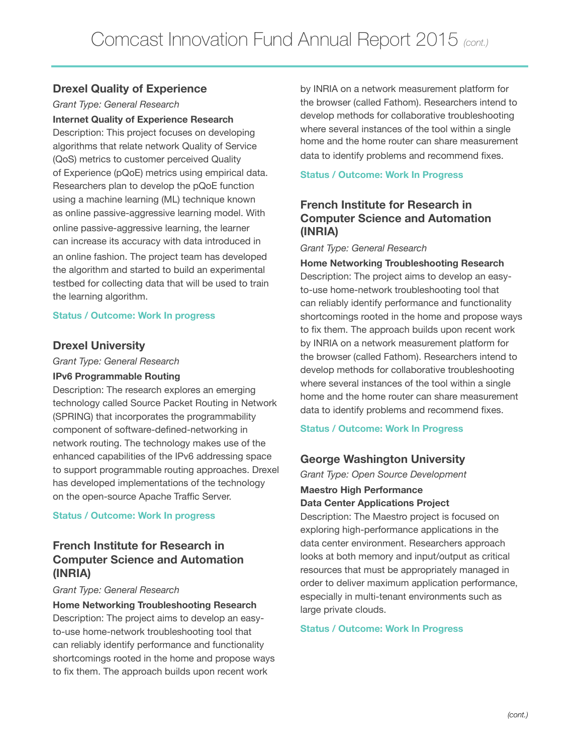## Drexel Quality of Experience

*Grant Type: General Research*

**Internet Quality of Experience Research**

Description: This project focuses on developing algorithms that relate network Quality of Service (QoS) metrics to customer perceived Quality of Experience (pQoE) metrics using empirical data. Researchers plan to develop the pQoE function using a machine learning (ML) technique known as online passive-aggressive learning model. With online passive-aggressive learning, the learner can increase its accuracy with data introduced in an online fashion. The project team has developed the algorithm and started to build an experimental testbed for collecting data that will be used to train the learning algorithm.

**Status / Outcome: Work In progress**

## Drexel University

*Grant Type: General Research*

**IPv6 Programmable Routing**

Description: The research explores an emerging technology called Source Packet Routing in Network (SPRING) that incorporates the programmability component of software-defined-networking in network routing. The technology makes use of the enhanced capabilities of the IPv6 addressing space to support programmable routing approaches. Drexel has developed implementations of the technology on the open-source Apache Traffic Server.

**Status / Outcome: Work In progress**

## French Institute for Research in Computer Science and Automation (INRIA)

*Grant Type: General Research*

**Home Networking Troubleshooting Research**

Description: The project aims to develop an easy-to-use home-network troubleshooting tool that can reliably identify performance and functionality shortcomings rooted in the home and propose ways to fix them. The approach builds upon recent work by INRIA on a network measurement platform for the browser (called Fathom). Researchers intend to develop methods for collaborative troubleshooting where several instances of the tool within a single home and the home router can share measurement data to identify problems and recommend fixes.

**Status / Outcome: Work In Progress**

## French Institute for Research in Computer Science and Automation (INRIA)

*Grant Type: General Research*

**Home Networking Troubleshooting Research**

Description: The project aims to develop an easy-to-use home-network troubleshooting tool that can reliably identify performance and functionality shortcomings rooted in the home and propose ways to fix them. The approach builds upon recent work by INRIA on a network measurement platform for the browser (called Fathom). Researchers intend to develop methods for collaborative troubleshooting where several instances of the tool within a single home and the home router can share measurement data to identify problems and recommend fixes.

**Status / Outcome: Work In Progress**

## George Washington University

*Grant Type: Open Source Development*

**Maestro High Performance Data Center Applications Project**

Description: The Maestro project is focused on exploring high-performance applications in the data center environment. Researchers approach looks at both memory and input/output as critical resources that must be appropriately managed in order to deliver maximum application performance, especially in multi-tenant environments such as large private clouds.

**Status / Outcome: Work In Progress**

*(cont.)*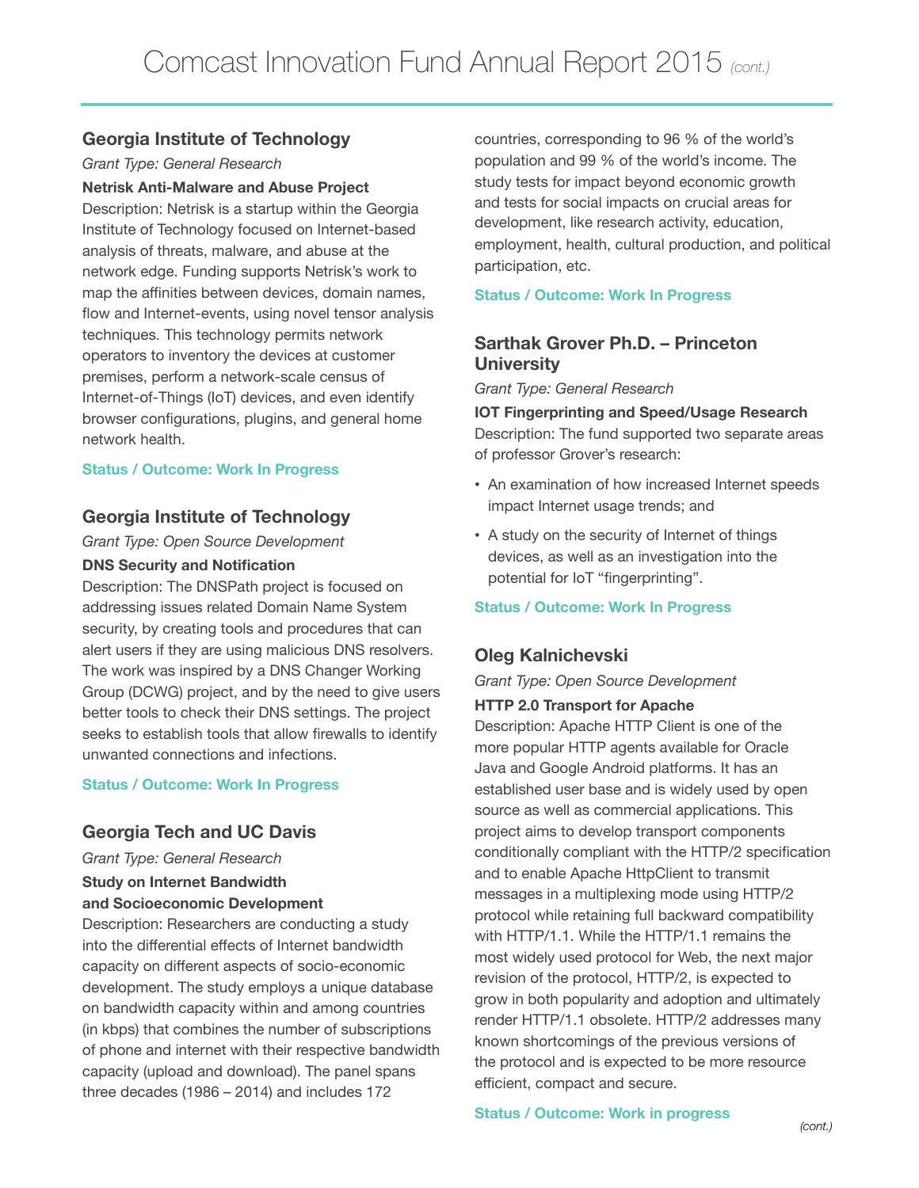## Georgia Institute of Technology

*Grant Type: General Research*

**Netrisk Anti-Malware and Abuse Project**

Description: Netrisk is a startup within the Georgia Institute of Technology focused on Internet-based analysis of threats, malware, and abuse at the network edge. Funding supports Netrisk's work to map the affinities between devices, domain names, flow and Internet-events, using novel tensor analysis techniques. This technology permits network operators to inventory the devices at customer premises, perform a network-scale census of Internet-of-Things (IoT) devices, and even identify browser configurations, plugins, and general home network health.

**Status / Outcome: Work In Progress**

## Georgia Institute of Technology

*Grant Type: Open Source Development*

**DNS Security and Notification**

Description: The DNSPath project is focused on addressing issues related Domain Name System security, by creating tools and procedures that can alert users if they are using malicious DNS resolvers. The work was inspired by a DNS Changer Working Group (DCWG) project, and by the need to give users better tools to check their DNS settings. The project seeks to establish tools that allow firewalls to identify unwanted connections and infections.

**Status / Outcome: Work In Progress**

## Georgia Tech and UC Davis

*Grant Type: General Research*

**Study on Internet Bandwidth and Socioeconomic Development**

Description: Researchers are conducting a study into the differential effects of Internet bandwidth capacity on different aspects of socio-economic development. The study employs a unique database on bandwidth capacity within and among countries (in kbps) that combines the number of subscriptions of phone and internet with their respective bandwidth capacity (upload and download). The panel spans three decades (1986 – 2014) and includes 172 countries, corresponding to 96 % of the world's population and 99 % of the world's income. The study tests for impact beyond economic growth and tests for social impacts on crucial areas for development, like research activity, education, employment, health, cultural production, and political participation, etc.

**Status / Outcome: Work In Progress**

## Sarthak Grover Ph.D. – Princeton University

*Grant Type: General Research*

**IOT Fingerprinting and Speed/Usage Research**

Description: The fund supported two separate areas of professor Grover's research:

- An examination of how increased Internet speeds impact Internet usage trends; and
- A study on the security of Internet of things devices, as well as an investigation into the potential for IoT "fingerprinting".

**Status / Outcome: Work In Progress**

## Oleg Kalnichevski

*Grant Type: Open Source Development*

**HTTP 2.0 Transport for Apache**

Description: Apache HTTP Client is one of the more popular HTTP agents available for Oracle Java and Google Android platforms. It has an established user base and is widely used by open source as well as commercial applications. This project aims to develop transport components conditionally compliant with the HTTP/2 specification and to enable Apache HttpClient to transmit messages in a multiplexing mode using HTTP/2 protocol while retaining full backward compatibility with HTTP/1.1. While the HTTP/1.1 remains the most widely used protocol for Web, the next major revision of the protocol, HTTP/2, is expected to grow in both popularity and adoption and ultimately render HTTP/1.1 obsolete. HTTP/2 addresses many known shortcomings of the previous versions of the protocol and is expected to be more resource efficient, compact and secure.

**Status / Outcome: Work in progress**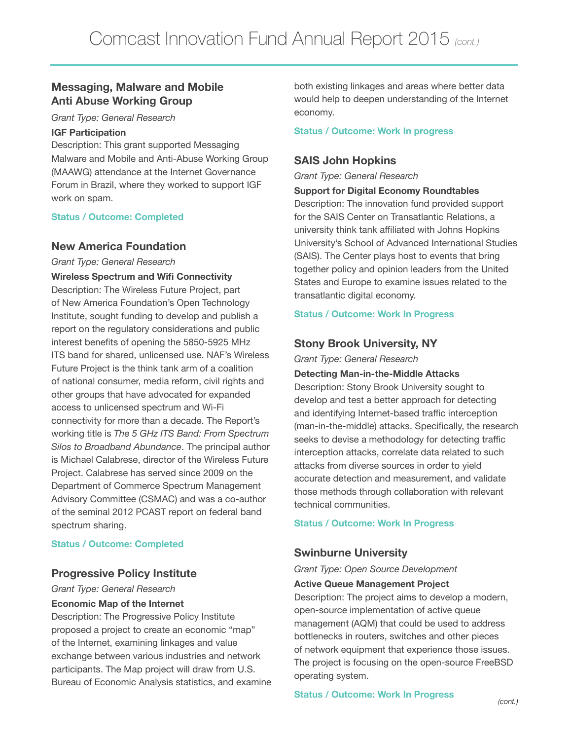### Messaging, Malware and Mobile Anti Abuse Working Group

*Grant Type: General Research*

**IGF Participation**

Description: This grant supported Messaging Malware and Mobile and Anti-Abuse Working Group (MAAWG) attendance at the Internet Governance Forum in Brazil, where they worked to support IGF work on spam.

**Status / Outcome: Completed**

### New America Foundation

*Grant Type: General Research*

**Wireless Spectrum and Wifi Connectivity**

Description: The Wireless Future Project, part of New America Foundation's Open Technology Institute, sought funding to develop and publish a report on the regulatory considerations and public interest benefits of opening the 5850-5925 MHz ITS band for shared, unlicensed use. NAF's Wireless Future Project is the think tank arm of a coalition of national consumer, media reform, civil rights and other groups that have advocated for expanded access to unlicensed spectrum and Wi-Fi connectivity for more than a decade. The Report's working title is *The 5 GHz ITS Band: From Spectrum Silos to Broadband Abundance*. The principal author is Michael Calabrese, director of the Wireless Future Project. Calabrese has served since 2009 on the Department of Commerce Spectrum Management Advisory Committee (CSMAC) and was a co-author of the seminal 2012 PCAST report on federal band spectrum sharing.

**Status / Outcome: Completed**

### Progressive Policy Institute

*Grant Type: General Research*

**Economic Map of the Internet**

Description: The Progressive Policy Institute proposed a project to create an economic "map" of the Internet, examining linkages and value exchange between various industries and network participants. The Map project will draw from U.S. Bureau of Economic Analysis statistics, and examine both existing linkages and areas where better data would help to deepen understanding of the Internet economy.

**Status / Outcome: Work In progress**

### SAIS John Hopkins

*Grant Type: General Research*

**Support for Digital Economy Roundtables**

Description: The innovation fund provided support for the SAIS Center on Transatlantic Relations, a university think tank affiliated with Johns Hopkins University's School of Advanced International Studies (SAIS). The Center plays host to events that bring together policy and opinion leaders from the United States and Europe to examine issues related to the transatlantic digital economy.

**Status / Outcome: Work In Progress**

### Stony Brook University, NY

*Grant Type: General Research*

**Detecting Man-in-the-Middle Attacks**

Description: Stony Brook University sought to develop and test a better approach for detecting and identifying Internet-based traffic interception (man-in-the-middle) attacks. Specifically, the research seeks to devise a methodology for detecting traffic interception attacks, correlate data related to such attacks from diverse sources in order to yield accurate detection and measurement, and validate those methods through collaboration with relevant technical communities.

**Status / Outcome: Work In Progress**

### Swinburne University

*Grant Type: Open Source Development*

**Active Queue Management Project**

Description: The project aims to develop a modern, open-source implementation of active queue management (AQM) that could be used to address bottlenecks in routers, switches and other pieces of network equipment that experience those issues. The project is focusing on the open-source FreeBSD operating system.

**Status / Outcome: Work In Progress**

*(cont.)*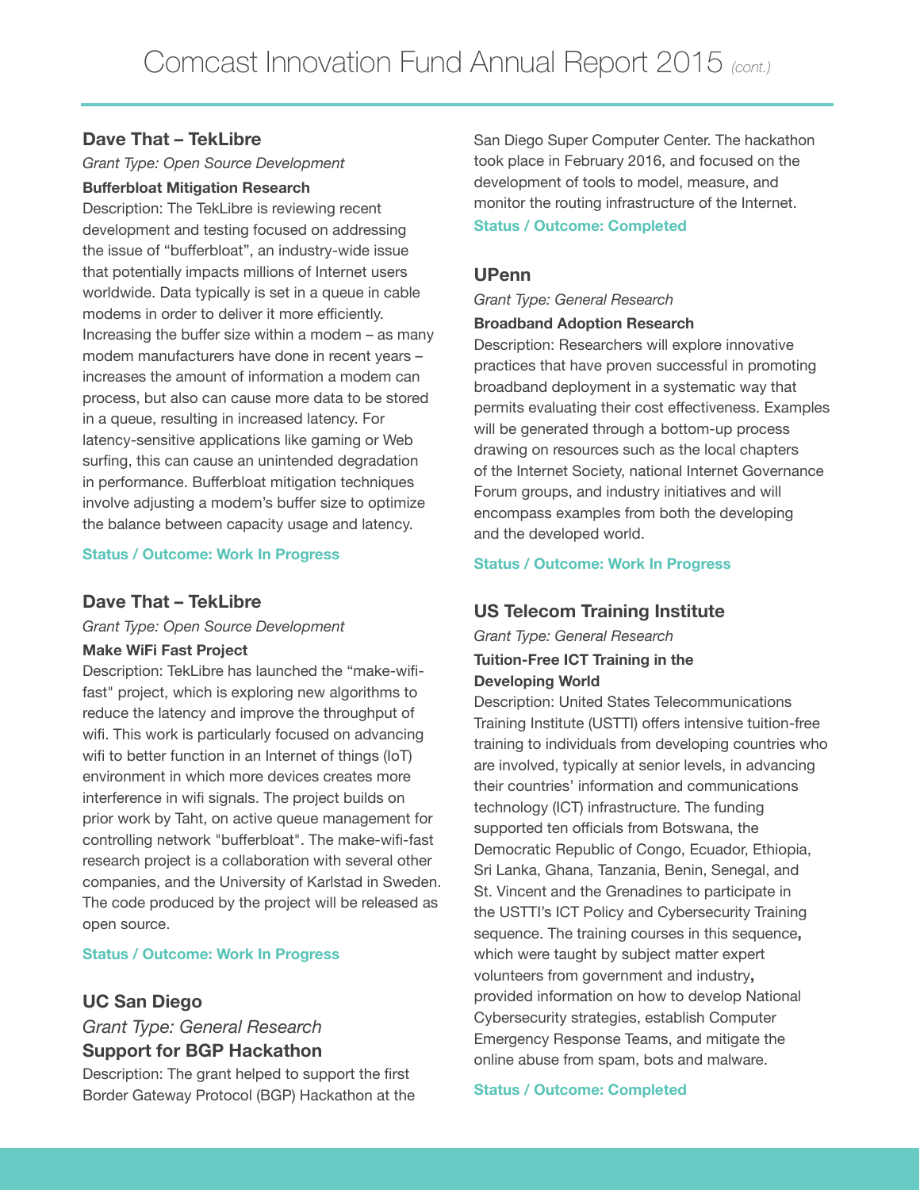# Comcast Innovation Fund Annual Report 2015 *(cont.)*

### Dave That – TekLibre

*Grant Type: Open Source Development*

**Bufferbloat Mitigation Research**

Description: The TekLibre is reviewing recent development and testing focused on addressing the issue of "bufferbloat", an industry-wide issue that potentially impacts millions of Internet users worldwide. Data typically is set in a queue in cable modems in order to deliver it more efficiently. Increasing the buffer size within a modem – as many modem manufacturers have done in recent years – increases the amount of information a modem can process, but also can cause more data to be stored in a queue, resulting in increased latency. For latency-sensitive applications like gaming or Web surfing, this can cause an unintended degradation in performance. Bufferbloat mitigation techniques involve adjusting a modem's buffer size to optimize the balance between capacity usage and latency.

**Status / Outcome: Work In Progress**

### Dave That – TekLibre

*Grant Type: Open Source Development*

**Make WiFi Fast Project**

Description: TekLibre has launched the "make-wifi-fast" project, which is exploring new algorithms to reduce the latency and improve the throughput of wifi. This work is particularly focused on advancing wifi to better function in an Internet of things (IoT) environment in which more devices creates more interference in wifi signals. The project builds on prior work by Taht, on active queue management for controlling network "bufferbloat". The make-wifi-fast research project is a collaboration with several other companies, and the University of Karlstad in Sweden. The code produced by the project will be released as open source.

**Status / Outcome: Work In Progress**

### UC San Diego

*Grant Type: General Research*

**Support for BGP Hackathon**

Description: The grant helped to support the first Border Gateway Protocol (BGP) Hackathon at the San Diego Super Computer Center. The hackathon took place in February 2016, and focused on the development of tools to model, measure, and monitor the routing infrastructure of the Internet.

**Status / Outcome: Completed**

### UPenn

*Grant Type: General Research*

**Broadband Adoption Research**

Description: Researchers will explore innovative practices that have proven successful in promoting broadband deployment in a systematic way that permits evaluating their cost effectiveness. Examples will be generated through a bottom-up process drawing on resources such as the local chapters of the Internet Society, national Internet Governance Forum groups, and industry initiatives and will encompass examples from both the developing and the developed world.

**Status / Outcome: Work In Progress**

### US Telecom Training Institute

*Grant Type: General Research*

**Tuition-Free ICT Training in the Developing World**

Description: United States Telecommunications Training Institute (USTTI) offers intensive tuition-free training to individuals from developing countries who are involved, typically at senior levels, in advancing their countries' information and communications technology (ICT) infrastructure. The funding supported ten officials from Botswana, the Democratic Republic of Congo, Ecuador, Ethiopia, Sri Lanka, Ghana, Tanzania, Benin, Senegal, and St. Vincent and the Grenadines to participate in the USTTI's ICT Policy and Cybersecurity Training sequence. The training courses in this sequence**,** which were taught by subject matter expert volunteers from government and industry**,** provided information on how to develop National Cybersecurity strategies, establish Computer Emergency Response Teams, and mitigate the online abuse from spam, bots and malware.

**Status / Outcome: Completed**